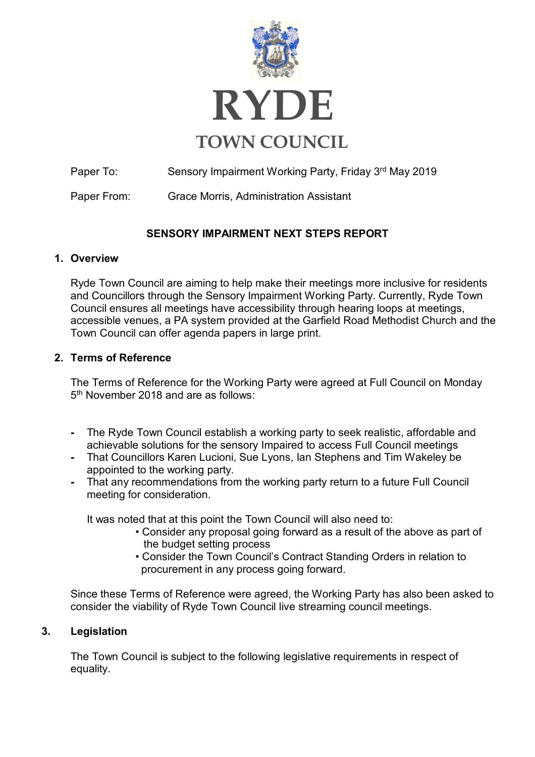# RYDE TOWN COUNCIL

Paper To: Sensory Impairment Working Party, Friday 3rd May 2019

Paper From: Grace Morris, Administration Assistant

## SENSORY IMPAIRMENT NEXT STEPS REPORT

### 1. Overview

Ryde Town Council are aiming to help make their meetings more inclusive for residents and Councillors through the Sensory Impairment Working Party. Currently, Ryde Town Council ensures all meetings have accessibility through hearing loops at meetings, accessible venues, a PA system provided at the Garfield Road Methodist Church and the Town Council can offer agenda papers in large print.

### 2. Terms of Reference

The Terms of Reference for the Working Party were agreed at Full Council on Monday 5th November 2018 and are as follows:

- The Ryde Town Council establish a working party to seek realistic, affordable and achievable solutions for the sensory Impaired to access Full Council meetings
- That Councillors Karen Lucioni, Sue Lyons, Ian Stephens and Tim Wakeley be appointed to the working party.
- That any recommendations from the working party return to a future Full Council meeting for consideration.

It was noted that at this point the Town Council will also need to:

- Consider any proposal going forward as a result of the above as part of the budget setting process
- Consider the Town Council's Contract Standing Orders in relation to procurement in any process going forward.

Since these Terms of Reference were agreed, the Working Party has also been asked to consider the viability of Ryde Town Council live streaming council meetings.

### 3. Legislation

The Town Council is subject to the following legislative requirements in respect of equality.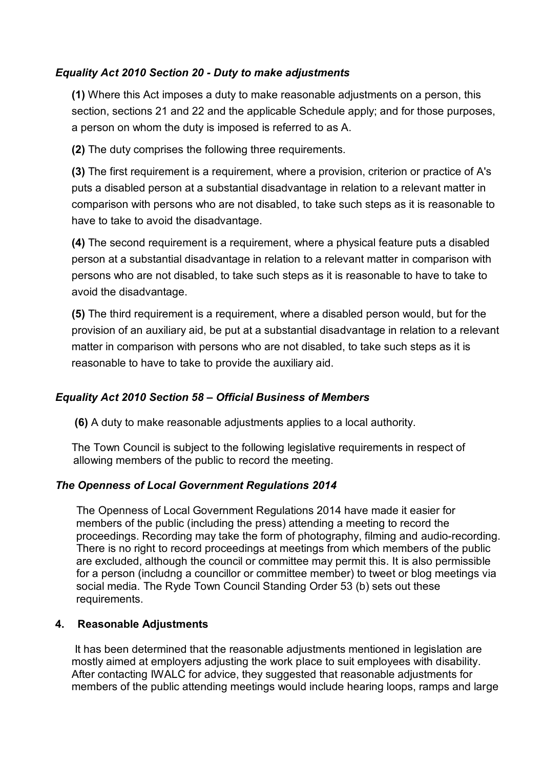### *Equality Act 2010 Section 20 - Duty to make adjustments*

**(1)** Where this Act imposes a duty to make reasonable adjustments on a person, this section, sections 21 and 22 and the applicable Schedule apply; and for those purposes, a person on whom the duty is imposed is referred to as A.

**(2)** The duty comprises the following three requirements.

**(3)** The first requirement is a requirement, where a provision, criterion or practice of A's puts a disabled person at a substantial disadvantage in relation to a relevant matter in comparison with persons who are not disabled, to take such steps as it is reasonable to have to take to avoid the disadvantage.

**(4)** The second requirement is a requirement, where a physical feature puts a disabled person at a substantial disadvantage in relation to a relevant matter in comparison with persons who are not disabled, to take such steps as it is reasonable to have to take to avoid the disadvantage.

**(5)** The third requirement is a requirement, where a disabled person would, but for the provision of an auxiliary aid, be put at a substantial disadvantage in relation to a relevant matter in comparison with persons who are not disabled, to take such steps as it is reasonable to have to take to provide the auxiliary aid.

### *Equality Act 2010 Section 58 – Official Business of Members*

**(6)** A duty to make reasonable adjustments applies to a local authority.

The Town Council is subject to the following legislative requirements in respect of allowing members of the public to record the meeting.

### *The Openness of Local Government Regulations 2014*

The Openness of Local Government Regulations 2014 have made it easier for members of the public (including the press) attending a meeting to record the proceedings. Recording may take the form of photography, filming and audio-recording. There is no right to record proceedings at meetings from which members of the public are excluded, although the council or committee may permit this. It is also permissible for a person (includng a councillor or committee member) to tweet or blog meetings via social media. The Ryde Town Council Standing Order 53 (b) sets out these requirements.

## 4. Reasonable Adjustments

It has been determined that the reasonable adjustments mentioned in legislation are mostly aimed at employers adjusting the work place to suit employees with disability. After contacting IWALC for advice, they suggested that reasonable adjustments for members of the public attending meetings would include hearing loops, ramps and large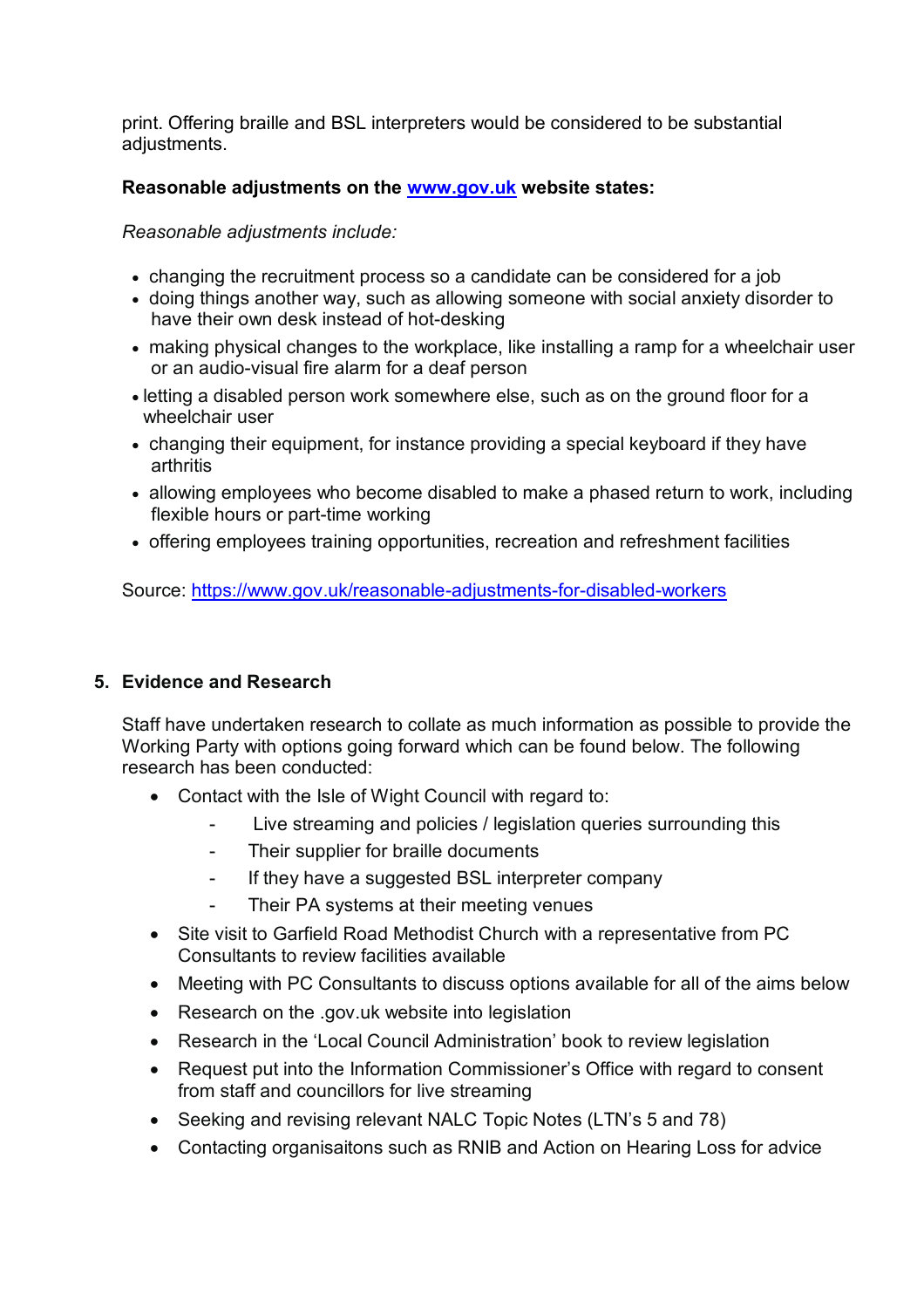print. Offering braille and BSL interpreters would be considered to be substantial adjustments.

**Reasonable adjustments on the [www.gov.uk](http://www.gov.uk) website states:**

*Reasonable adjustments include:*

- changing the recruitment process so a candidate can be considered for a job
- doing things another way, such as allowing someone with social anxiety disorder to have their own desk instead of hot-desking
- making physical changes to the workplace, like installing a ramp for a wheelchair user or an audio-visual fire alarm for a deaf person
- letting a disabled person work somewhere else, such as on the ground floor for a wheelchair user
- changing their equipment, for instance providing a special keyboard if they have arthritis
- allowing employees who become disabled to make a phased return to work, including flexible hours or part-time working
- offering employees training opportunities, recreation and refreshment facilities

Source: [https://www.gov.uk/reasonable-adjustments-for-disabled-workers](https://www.gov.uk/reasonable-adjustments-for-disabled-workers)

## 5. Evidence and Research

Staff have undertaken research to collate as much information as possible to provide the Working Party with options going forward which can be found below. The following research has been conducted:

- Contact with the Isle of Wight Council with regard to:
  - Live streaming and policies / legislation queries surrounding this
  - Their supplier for braille documents
  - If they have a suggested BSL interpreter company
  - Their PA systems at their meeting venues
- Site visit to Garfield Road Methodist Church with a representative from PC Consultants to review facilities available
- Meeting with PC Consultants to discuss options available for all of the aims below
- Research on the .gov.uk website into legislation
- Research in the 'Local Council Administration' book to review legislation
- Request put into the Information Commissioner's Office with regard to consent from staff and councillors for live streaming
- Seeking and revising relevant NALC Topic Notes (LTN's 5 and 78)
- Contacting organisaitons such as RNIB and Action on Hearing Loss for advice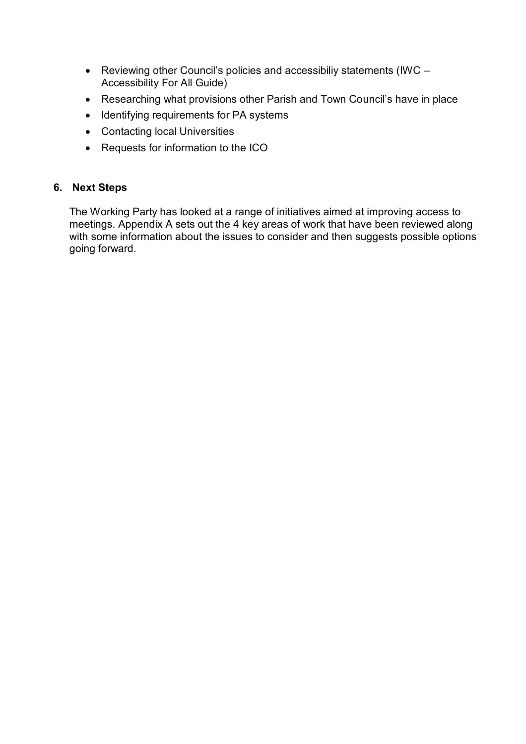- Reviewing other Council's policies and accessibiliy statements (IWC – Accessibility For All Guide)
- Researching what provisions other Parish and Town Council's have in place
- Identifying requirements for PA systems
- Contacting local Universities
- Requests for information to the ICO

## 6. Next Steps

The Working Party has looked at a range of initiatives aimed at improving access to meetings. Appendix A sets out the 4 key areas of work that have been reviewed along with some information about the issues to consider and then suggests possible options going forward.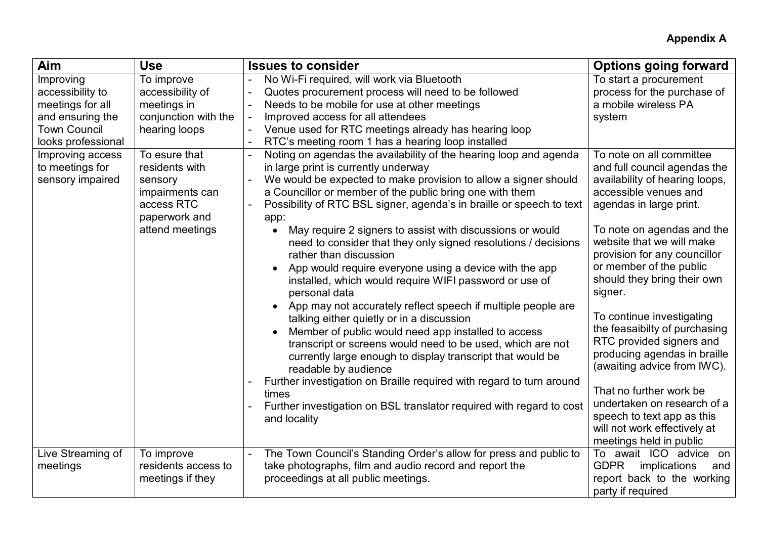**Appendix A**

| Aim | Use | Issues to consider | Options going forward |
|---|---|---|---|
| Improving accessibility to meetings for all and ensuring the Town Council looks professional | To improve accessibility of meetings in conjunction with the hearing loops | - No Wi-Fi required, will work via Bluetooth<br>- Quotes procurement process will need to be followed<br>- Needs to be mobile for use at other meetings<br>- Improved access for all attendees<br>- Venue used for RTC meetings already has hearing loop<br>- RTC's meeting room 1 has a hearing loop installed | To start a procurement process for the purchase of a mobile wireless PA system |
| Improving access to meetings for sensory impaired | To esure that residents with sensory impairments can access RTC paperwork and attend meetings | - Noting on agendas the availability of the hearing loop and agenda in large print is currently underway<br>- We would be expected to make provision to allow a signer should a Councillor or member of the public bring one with them<br>- Possibility of RTC BSL signer, agenda's in braille or speech to text app:<br>• May require 2 signers to assist with discussions or would need to consider that they only signed resolutions / decisions rather than discussion<br>• App would require everyone using a device with the app installed, which would require WIFI password or use of personal data<br>• App may not accurately reflect speech if multiple people are talking either quietly or in a discussion<br>• Member of public would need app installed to access transcript or screens would need to be used, which are not currently large enough to display transcript that would be readable by audience<br>- Further investigation on Braille required with regard to turn around times<br>- Further investigation on BSL translator required with regard to cost and locality | To note on all committee and full council agendas the availability of hearing loops, accessible venues and agendas in large print.<br><br>To note on agendas and the website that we will make provision for any councillor or member of the public should they bring their own signer.<br><br>To continue investigating the feasaibilty of purchasing RTC provided signers and producing agendas in braille (awaiting advice from IWC).<br><br>That no further work be undertaken on research of a speech to text app as this will not work effectively at meetings held in public |
| Live Streaming of meetings | To improve residents access to meetings if they | - The Town Council's Standing Order's allow for press and public to take photographs, film and audio record and report the proceedings at all public meetings. | To await ICO advice on GDPR implications and report back to the working party if required |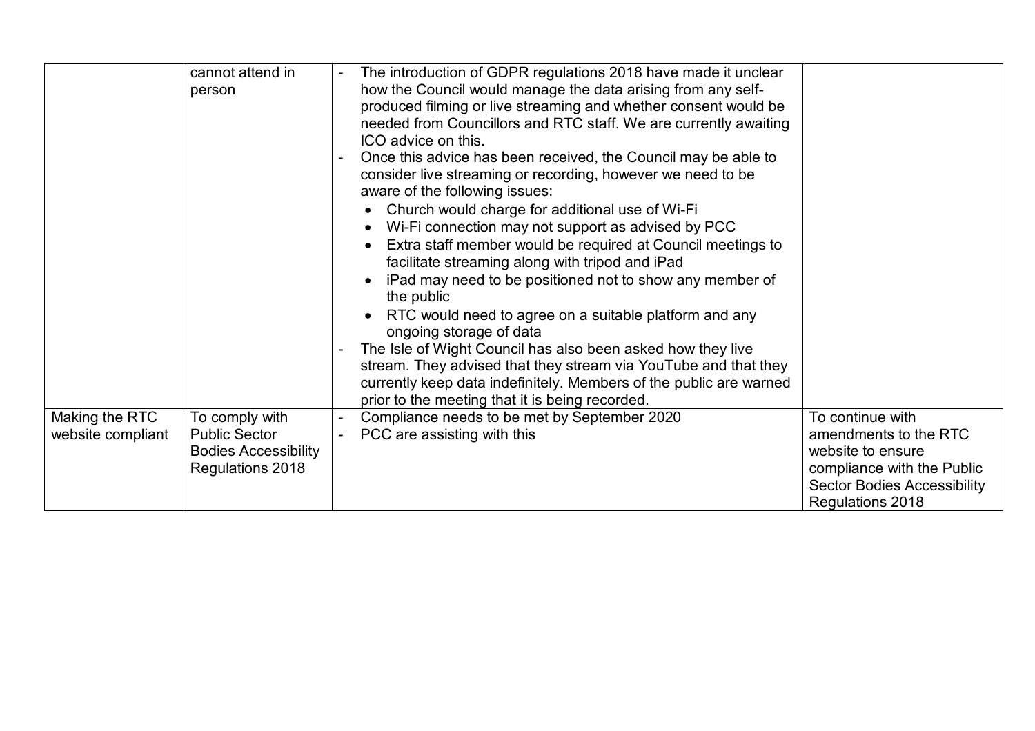| | | | |
|---|---|---|---|
| | cannot attend in person | - The introduction of GDPR regulations 2018 have made it unclear how the Council would manage the data arising from any self-produced filming or live streaming and whether consent would be needed from Councillors and RTC staff. We are currently awaiting ICO advice on this.<br>- Once this advice has been received, the Council may be able to consider live streaming or recording, however we need to be aware of the following issues:<br>• Church would charge for additional use of Wi-Fi<br>• Wi-Fi connection may not support as advised by PCC<br>• Extra staff member would be required at Council meetings to facilitate streaming along with tripod and iPad<br>• iPad may need to be positioned not to show any member of the public<br>• RTC would need to agree on a suitable platform and any ongoing storage of data<br>- The Isle of Wight Council has also been asked how they live stream. They advised that they stream via YouTube and that they currently keep data indefinitely. Members of the public are warned prior to the meeting that it is being recorded. | |
| Making the RTC website compliant | To comply with Public Sector Bodies Accessibility Regulations 2018 | - Compliance needs to be met by September 2020<br>- PCC are assisting with this | To continue with amendments to the RTC website to ensure compliance with the Public Sector Bodies Accessibility Regulations 2018 |